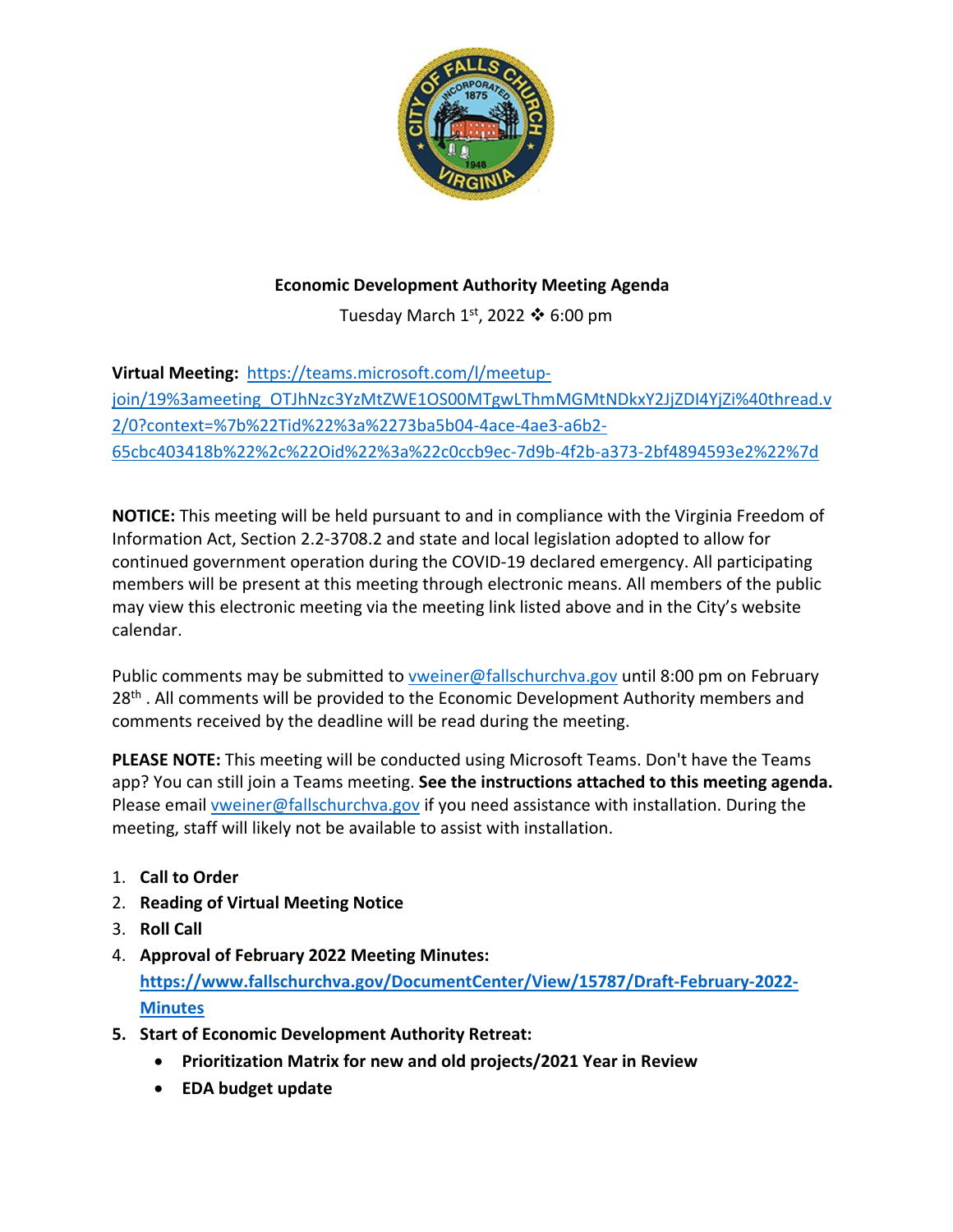**Economic Development Authority Meeting Agenda**

Tuesday March 1st, 2022 ❖ 6:00 pm

**Virtual Meeting:** https://teams.microsoft.com/l/meetup-join/19%3ameeting_OTJhNzc3YzMtZWE1OS00MTgwLThmMGMtNDkxY2JjZDI4YjZi%40thread.v2/0?context=%7b%22Tid%22%3a%2273ba5b04-4ace-4ae3-a6b2-65cbc403418b%22%2c%22Oid%22%3a%22c0ccb9ec-7d9b-4f2b-a373-2bf4894593e2%22%7d

**NOTICE:** This meeting will be held pursuant to and in compliance with the Virginia Freedom of Information Act, Section 2.2-3708.2 and state and local legislation adopted to allow for continued government operation during the COVID-19 declared emergency. All participating members will be present at this meeting through electronic means. All members of the public may view this electronic meeting via the meeting link listed above and in the City's website calendar.

Public comments may be submitted to vweiner@fallschurchva.gov until 8:00 pm on February 28th . All comments will be provided to the Economic Development Authority members and comments received by the deadline will be read during the meeting.

**PLEASE NOTE:** This meeting will be conducted using Microsoft Teams. Don't have the Teams app? You can still join a Teams meeting. **See the instructions attached to this meeting agenda.** Please email vweiner@fallschurchva.gov if you need assistance with installation. During the meeting, staff will likely not be available to assist with installation.

1. **Call to Order**
2. **Reading of Virtual Meeting Notice**
3. **Roll Call**
4. **Approval of February 2022 Meeting Minutes:** **https://www.fallschurchva.gov/DocumentCenter/View/15787/Draft-February-2022-Minutes**
5. **Start of Economic Development Authority Retreat:**
   - **Prioritization Matrix for new and old projects/2021 Year in Review**
   - **EDA budget update**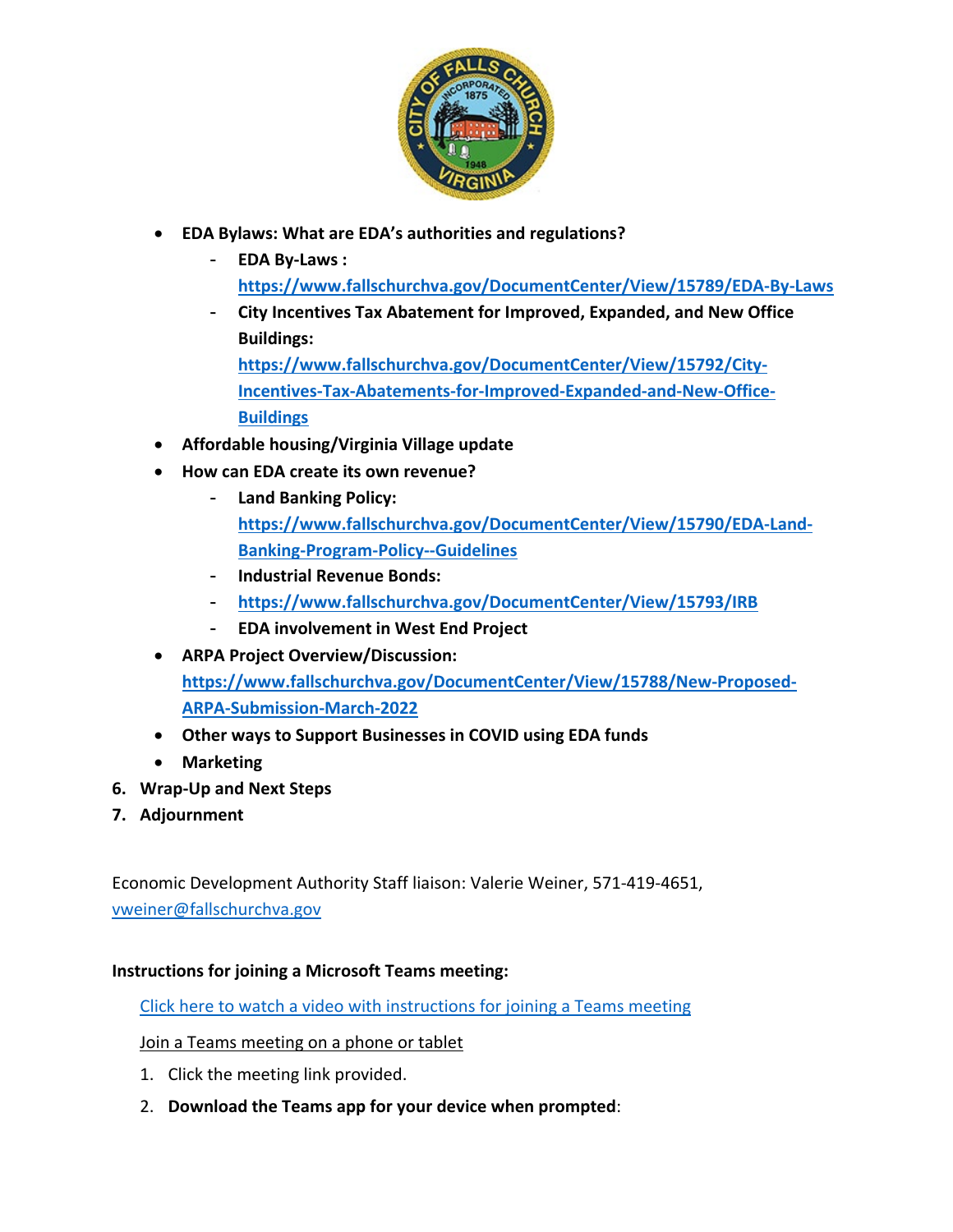- **EDA Bylaws: What are EDA's authorities and regulations?**
  - **EDA By-Laws :** **https://www.fallschurchva.gov/DocumentCenter/View/15789/EDA-By-Laws**
  - **City Incentives Tax Abatement for Improved, Expanded, and New Office Buildings:** **https://www.fallschurchva.gov/DocumentCenter/View/15792/City-Incentives-Tax-Abatements-for-Improved-Expanded-and-New-Office-Buildings**
- **Affordable housing/Virginia Village update**
- **How can EDA create its own revenue?**
  - **Land Banking Policy:** **https://www.fallschurchva.gov/DocumentCenter/View/15790/EDA-Land-Banking-Program-Policy--Guidelines**
  - **Industrial Revenue Bonds:**
  - **https://www.fallschurchva.gov/DocumentCenter/View/15793/IRB**
  - **EDA involvement in West End Project**
- **ARPA Project Overview/Discussion:** **https://www.fallschurchva.gov/DocumentCenter/View/15788/New-Proposed-ARPA-Submission-March-2022**
- **Other ways to Support Businesses in COVID using EDA funds**
- **Marketing**

6. **Wrap-Up and Next Steps**
7. **Adjournment**

Economic Development Authority Staff liaison: Valerie Weiner, 571-419-4651, vweiner@fallschurchva.gov

**Instructions for joining a Microsoft Teams meeting:**

Click here to watch a video with instructions for joining a Teams meeting

Join a Teams meeting on a phone or tablet

1. Click the meeting link provided.
2. **Download the Teams app for your device when prompted**: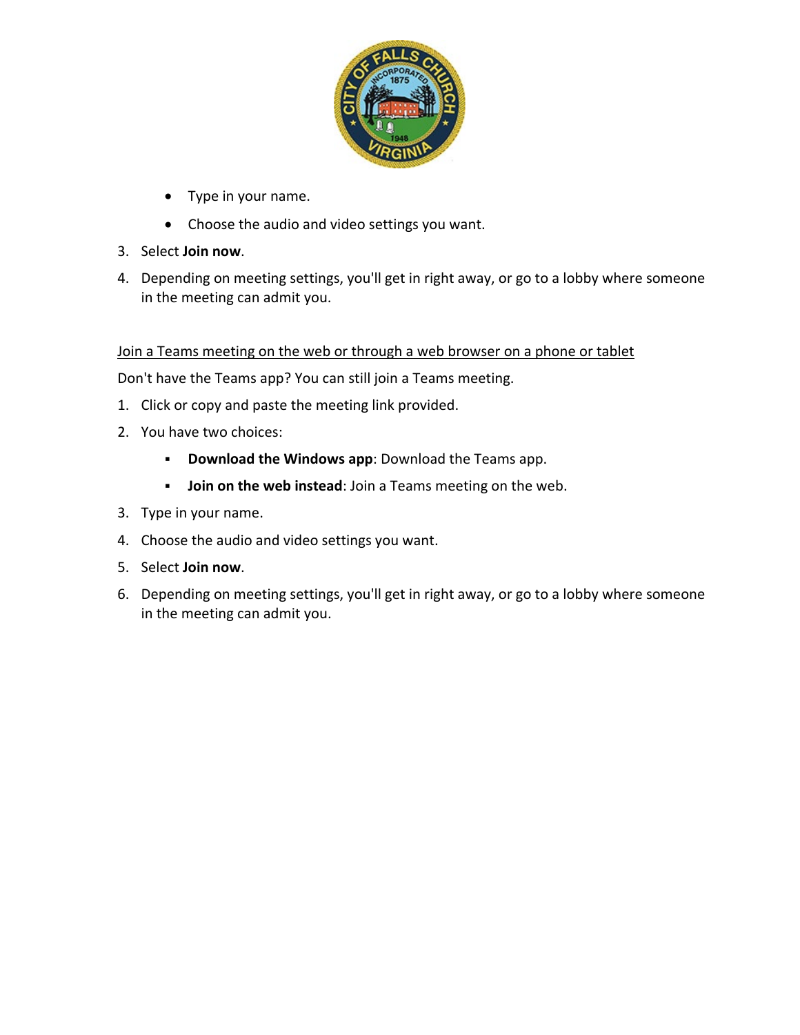- Type in your name.
- Choose the audio and video settings you want.

3. Select **Join now**.
4. Depending on meeting settings, you'll get in right away, or go to a lobby where someone in the meeting can admit you.

<u>Join a Teams meeting on the web or through a web browser on a phone or tablet</u>

Don't have the Teams app? You can still join a Teams meeting.

1. Click or copy and paste the meeting link provided.
2. You have two choices:
   - **Download the Windows app**: Download the Teams app.
   - **Join on the web instead**: Join a Teams meeting on the web.
3. Type in your name.
4. Choose the audio and video settings you want.
5. Select **Join now**.
6. Depending on meeting settings, you'll get in right away, or go to a lobby where someone in the meeting can admit you.